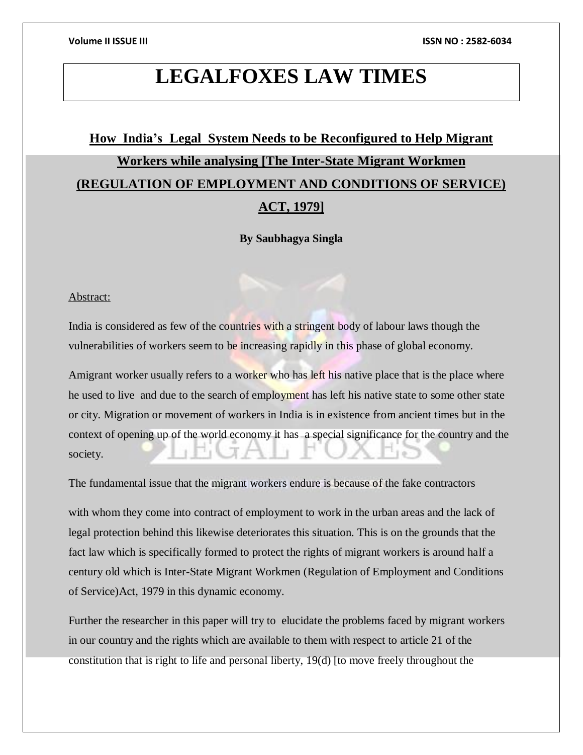# LEGALFOXES LAW TIMES

## How India's Legal System Needs to be Reconfigured to Help Migrant Workers while analysing [The Inter-State Migrant Workmen (REGULATION OF EMPLOYMENT AND CONDITIONS OF SERVICE) ACT, 1979]

**By Saubhagya Singla**

Abstract:

India is considered as few of the countries with a stringent body of labour laws though the vulnerabilities of workers seem to be increasing rapidly in this phase of global economy.

Amigrant worker usually refers to a worker who has left his native place that is the place where he used to live and due to the search of employment has left his native state to some other state or city. Migration or movement of workers in India is in existence from ancient times but in the context of opening up of the world economy it has a special significance for the country and the society.

The fundamental issue that the migrant workers endure is because of the fake contractors

with whom they come into contract of employment to work in the urban areas and the lack of legal protection behind this likewise deteriorates this situation. This is on the grounds that the fact law which is specifically formed to protect the rights of migrant workers is around half a century old which is Inter-State Migrant Workmen (Regulation of Employment and Conditions of Service)Act, 1979 in this dynamic economy.

Further the researcher in this paper will try to elucidate the problems faced by migrant workers in our country and the rights which are available to them with respect to article 21 of the constitution that is right to life and personal liberty, 19(d) [to move freely throughout the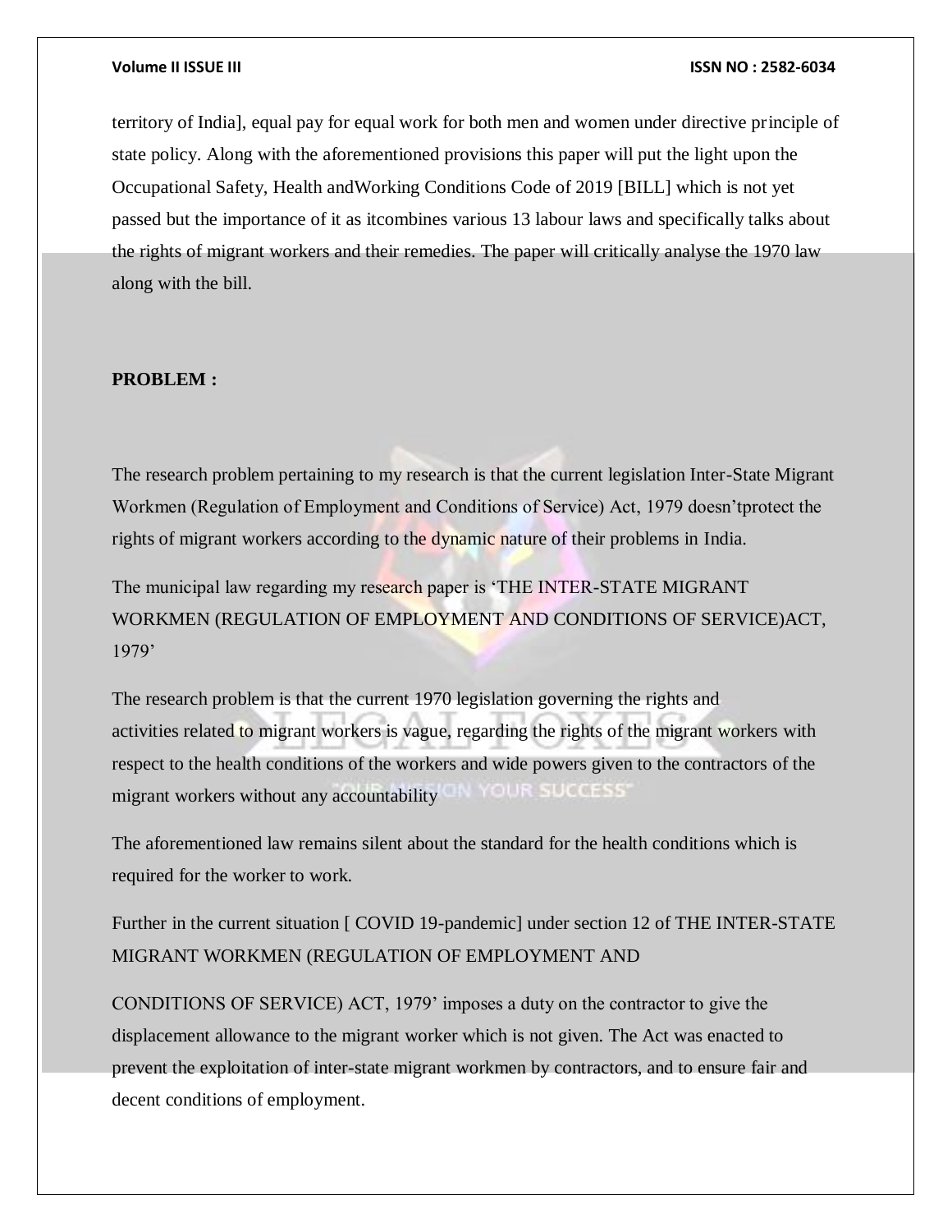territory of India], equal pay for equal work for both men and women under directive principle of state policy. Along with the aforementioned provisions this paper will put the light upon the Occupational Safety, Health andWorking Conditions Code of 2019 [BILL] which is not yet passed but the importance of it as itcombines various 13 labour laws and specifically talks about the rights of migrant workers and their remedies. The paper will critically analyse the 1970 law along with the bill.

**PROBLEM :**

The research problem pertaining to my research is that the current legislation Inter-State Migrant Workmen (Regulation of Employment and Conditions of Service) Act, 1979 doesn'tprotect the rights of migrant workers according to the dynamic nature of their problems in India.

The municipal law regarding my research paper is 'THE INTER-STATE MIGRANT WORKMEN (REGULATION OF EMPLOYMENT AND CONDITIONS OF SERVICE)ACT, 1979'

The research problem is that the current 1970 legislation governing the rights and activities related to migrant workers is vague, regarding the rights of the migrant workers with respect to the health conditions of the workers and wide powers given to the contractors of the migrant workers without any accountability

The aforementioned law remains silent about the standard for the health conditions which is required for the worker to work.

Further in the current situation [ COVID 19-pandemic] under section 12 of THE INTER-STATE MIGRANT WORKMEN (REGULATION OF EMPLOYMENT AND

CONDITIONS OF SERVICE) ACT, 1979' imposes a duty on the contractor to give the displacement allowance to the migrant worker which is not given. The Act was enacted to prevent the exploitation of inter-state migrant workmen by contractors, and to ensure fair and decent conditions of employment.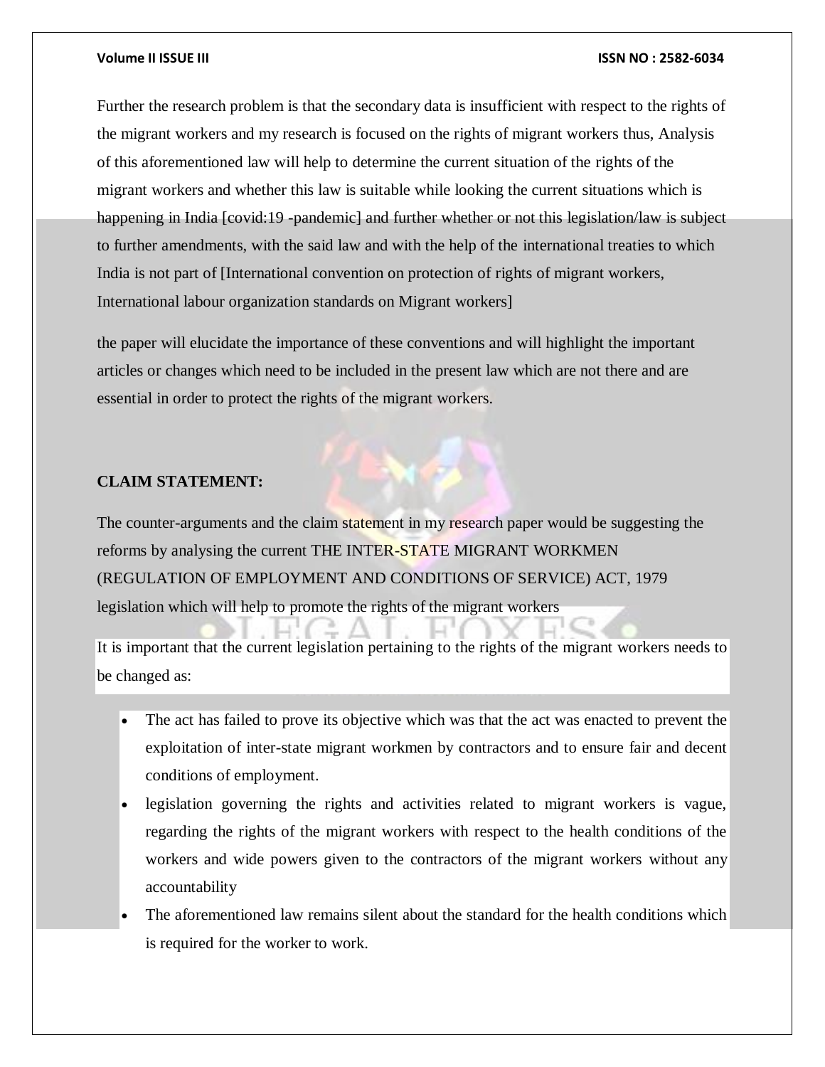Further the research problem is that the secondary data is insufficient with respect to the rights of the migrant workers and my research is focused on the rights of migrant workers thus, Analysis of this aforementioned law will help to determine the current situation of the rights of the migrant workers and whether this law is suitable while looking the current situations which is happening in India [covid:19 -pandemic] and further whether or not this legislation/law is subject to further amendments, with the said law and with the help of the international treaties to which India is not part of [International convention on protection of rights of migrant workers, International labour organization standards on Migrant workers]

the paper will elucidate the importance of these conventions and will highlight the important articles or changes which need to be included in the present law which are not there and are essential in order to protect the rights of the migrant workers.

**CLAIM STATEMENT:**

The counter-arguments and the claim statement in my research paper would be suggesting the reforms by analysing the current THE INTER-STATE MIGRANT WORKMEN (REGULATION OF EMPLOYMENT AND CONDITIONS OF SERVICE) ACT, 1979 legislation which will help to promote the rights of the migrant workers

It is important that the current legislation pertaining to the rights of the migrant workers needs to be changed as:

- The act has failed to prove its objective which was that the act was enacted to prevent the exploitation of inter-state migrant workmen by contractors and to ensure fair and decent conditions of employment.
- legislation governing the rights and activities related to migrant workers is vague, regarding the rights of the migrant workers with respect to the health conditions of the workers and wide powers given to the contractors of the migrant workers without any accountability
- The aforementioned law remains silent about the standard for the health conditions which is required for the worker to work.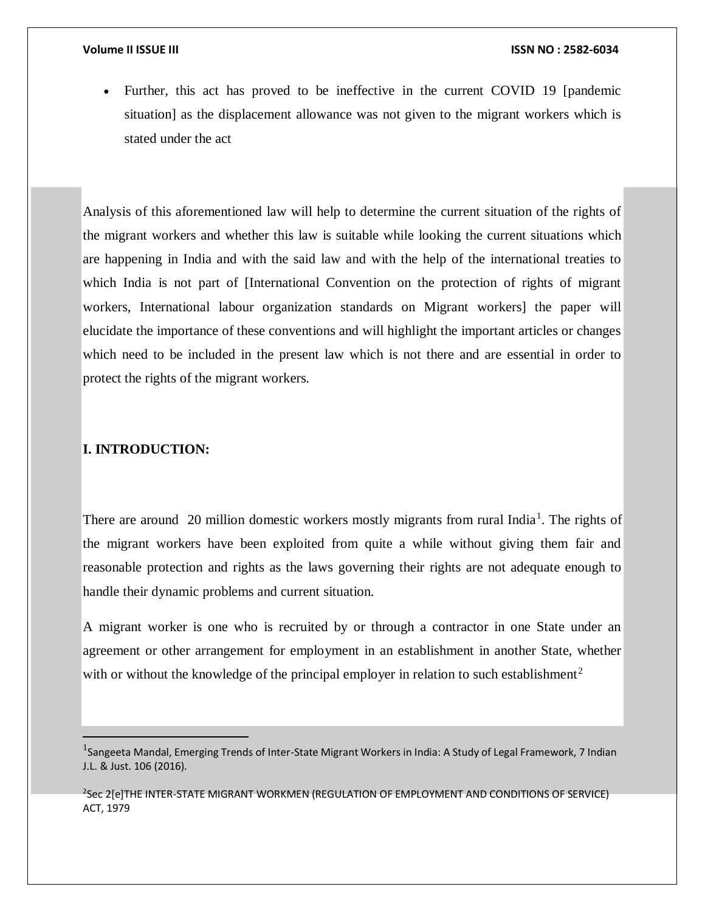- Further, this act has proved to be ineffective in the current COVID 19 [pandemic situation] as the displacement allowance was not given to the migrant workers which is stated under the act

Analysis of this aforementioned law will help to determine the current situation of the rights of the migrant workers and whether this law is suitable while looking the current situations which are happening in India and with the said law and with the help of the international treaties to which India is not part of [International Convention on the protection of rights of migrant workers, International labour organization standards on Migrant workers] the paper will elucidate the importance of these conventions and will highlight the important articles or changes which need to be included in the present law which is not there and are essential in order to protect the rights of the migrant workers.

## I. INTRODUCTION:

There are around 20 million domestic workers mostly migrants from rural India[1]. The rights of the migrant workers have been exploited from quite a while without giving them fair and reasonable protection and rights as the laws governing their rights are not adequate enough to handle their dynamic problems and current situation.

A migrant worker is one who is recruited by or through a contractor in one State under an agreement or other arrangement for employment in an establishment in another State, whether with or without the knowledge of the principal employer in relation to such establishment[2]

---

[1] Sangeeta Mandal, Emerging Trends of Inter-State Migrant Workers in India: A Study of Legal Framework, 7 Indian J.L. & Just. 106 (2016).

[2] Sec 2[e]THE INTER-STATE MIGRANT WORKMEN (REGULATION OF EMPLOYMENT AND CONDITIONS OF SERVICE) ACT, 1979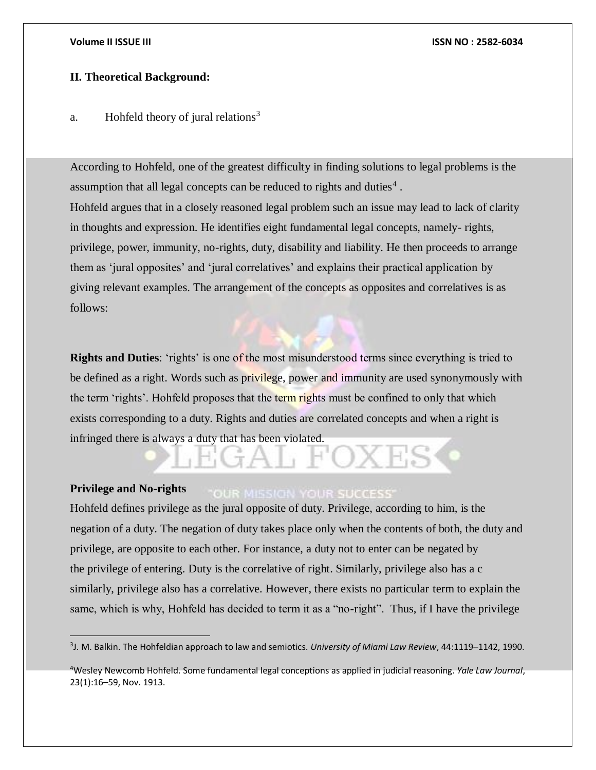## II. Theoretical Background:

a. Hohfeld theory of jural relations[3]

According to Hohfeld, one of the greatest difficulty in finding solutions to legal problems is the assumption that all legal concepts can be reduced to rights and duties[4] .
Hohfeld argues that in a closely reasoned legal problem such an issue may lead to lack of clarity in thoughts and expression. He identifies eight fundamental legal concepts, namely- rights, privilege, power, immunity, no-rights, duty, disability and liability. He then proceeds to arrange them as 'jural opposites' and 'jural correlatives' and explains their practical application by giving relevant examples. The arrangement of the concepts as opposites and correlatives is as follows:

**Rights and Duties**: 'rights' is one of the most misunderstood terms since everything is tried to be defined as a right. Words such as privilege, power and immunity are used synonymously with the term 'rights'. Hohfeld proposes that the term rights must be confined to only that which exists corresponding to a duty. Rights and duties are correlated concepts and when a right is infringed there is always a duty that has been violated.

**Privilege and No-rights**

Hohfeld defines privilege as the jural opposite of duty. Privilege, according to him, is the negation of a duty. The negation of duty takes place only when the contents of both, the duty and privilege, are opposite to each other. For instance, a duty not to enter can be negated by the privilege of entering. Duty is the correlative of right. Similarly, privilege also has a c similarly, privilege also has a correlative. However, there exists no particular term to explain the same, which is why, Hohfeld has decided to term it as a "no-right". Thus, if I have the privilege

---

[3] J. M. Balkin. The Hohfeldian approach to law and semiotics. *University of Miami Law Review*, 44:1119–1142, 1990.

[4] Wesley Newcomb Hohfeld. Some fundamental legal conceptions as applied in judicial reasoning. *Yale Law Journal*, 23(1):16–59, Nov. 1913.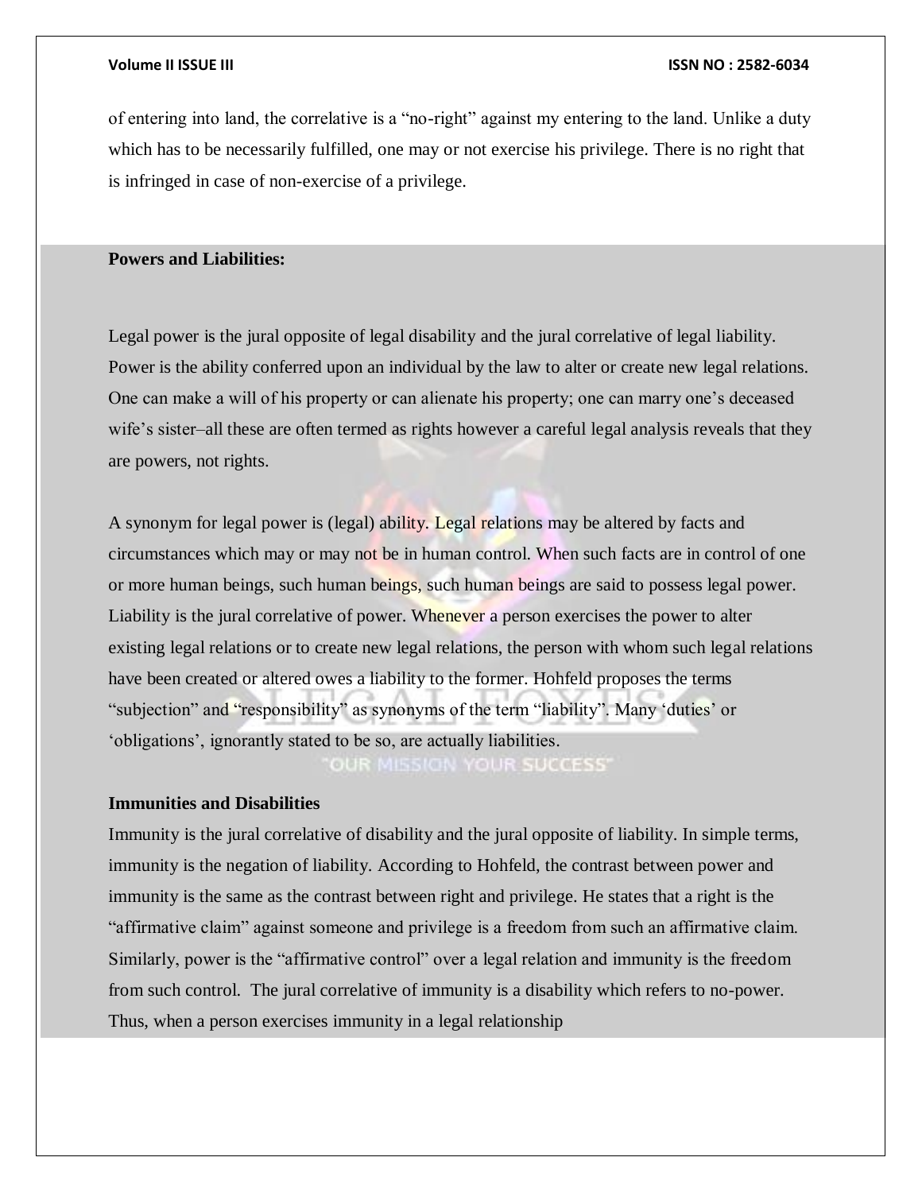of entering into land, the correlative is a “no-right” against my entering to the land. Unlike a duty which has to be necessarily fulfilled, one may or not exercise his privilege. There is no right that is infringed in case of non-exercise of a privilege.

**Powers and Liabilities:**

Legal power is the jural opposite of legal disability and the jural correlative of legal liability. Power is the ability conferred upon an individual by the law to alter or create new legal relations. One can make a will of his property or can alienate his property; one can marry one’s deceased wife’s sister–all these are often termed as rights however a careful legal analysis reveals that they are powers, not rights.

A synonym for legal power is (legal) ability. Legal relations may be altered by facts and circumstances which may or may not be in human control. When such facts are in control of one or more human beings, such human beings, such human beings are said to possess legal power. Liability is the jural correlative of power. Whenever a person exercises the power to alter existing legal relations or to create new legal relations, the person with whom such legal relations have been created or altered owes a liability to the former. Hohfeld proposes the terms “subjection” and “responsibility” as synonyms of the term “liability”. Many ‘duties’ or ‘obligations’, ignorantly stated to be so, are actually liabilities.

**Immunities and Disabilities**

Immunity is the jural correlative of disability and the jural opposite of liability. In simple terms, immunity is the negation of liability. According to Hohfeld, the contrast between power and immunity is the same as the contrast between right and privilege. He states that a right is the “affirmative claim” against someone and privilege is a freedom from such an affirmative claim. Similarly, power is the “affirmative control” over a legal relation and immunity is the freedom from such control. The jural correlative of immunity is a disability which refers to no-power. Thus, when a person exercises immunity in a legal relationship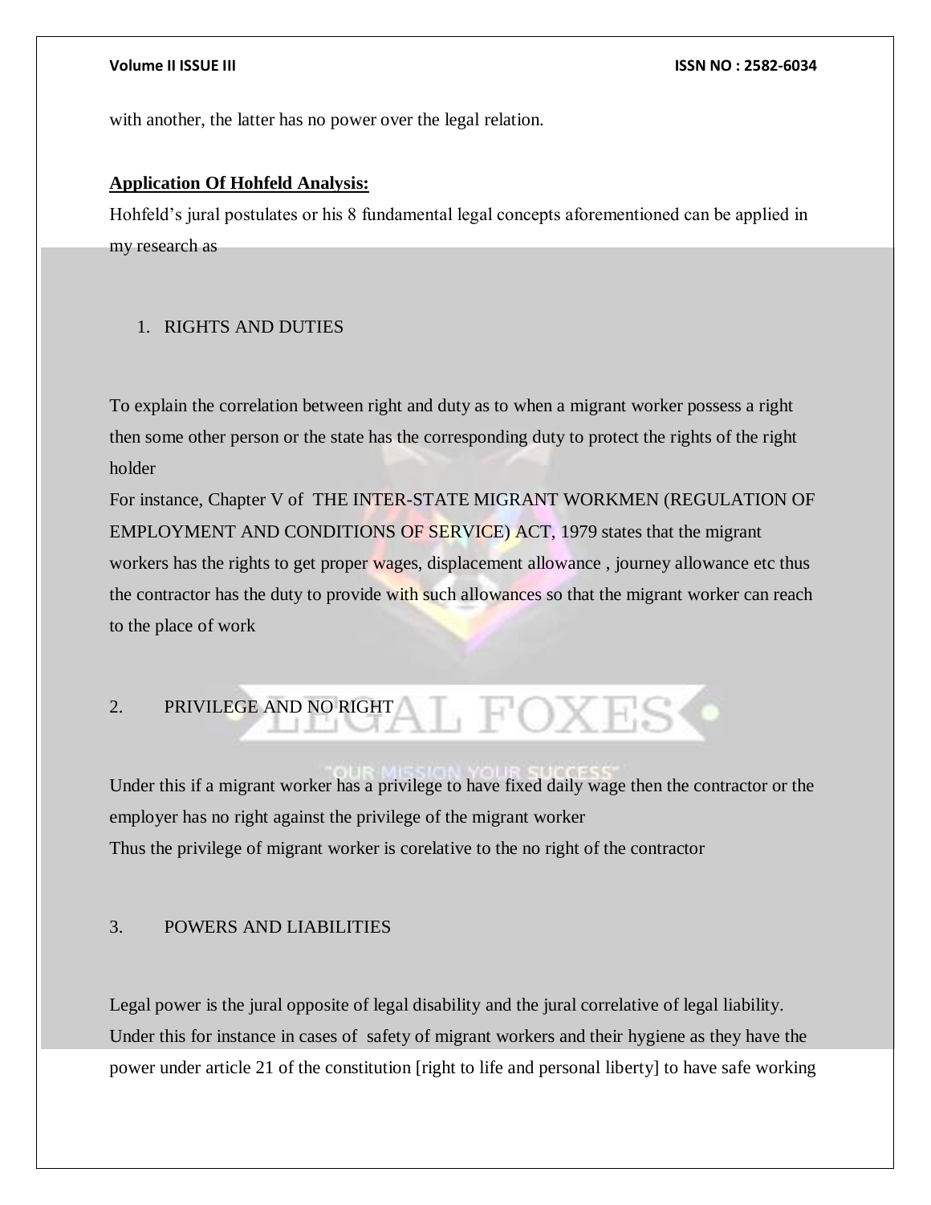with another, the latter has no power over the legal relation.

**Application Of Hohfeld Analysis:**

Hohfeld's jural postulates or his 8 fundamental legal concepts aforementioned can be applied in my research as

1. RIGHTS AND DUTIES

To explain the correlation between right and duty as to when a migrant worker possess a right then some other person or the state has the corresponding duty to protect the rights of the right holder

For instance, Chapter V of THE INTER-STATE MIGRANT WORKMEN (REGULATION OF EMPLOYMENT AND CONDITIONS OF SERVICE) ACT, 1979 states that the migrant workers has the rights to get proper wages, displacement allowance , journey allowance etc thus the contractor has the duty to provide with such allowances so that the migrant worker can reach to the place of work

2. PRIVILEGE AND NO RIGHT

Under this if a migrant worker has a privilege to have fixed daily wage then the contractor or the employer has no right against the privilege of the migrant worker

Thus the privilege of migrant worker is corelative to the no right of the contractor

3. POWERS AND LIABILITIES

Legal power is the jural opposite of legal disability and the jural correlative of legal liability. Under this for instance in cases of safety of migrant workers and their hygiene as they have the power under article 21 of the constitution [right to life and personal liberty] to have safe working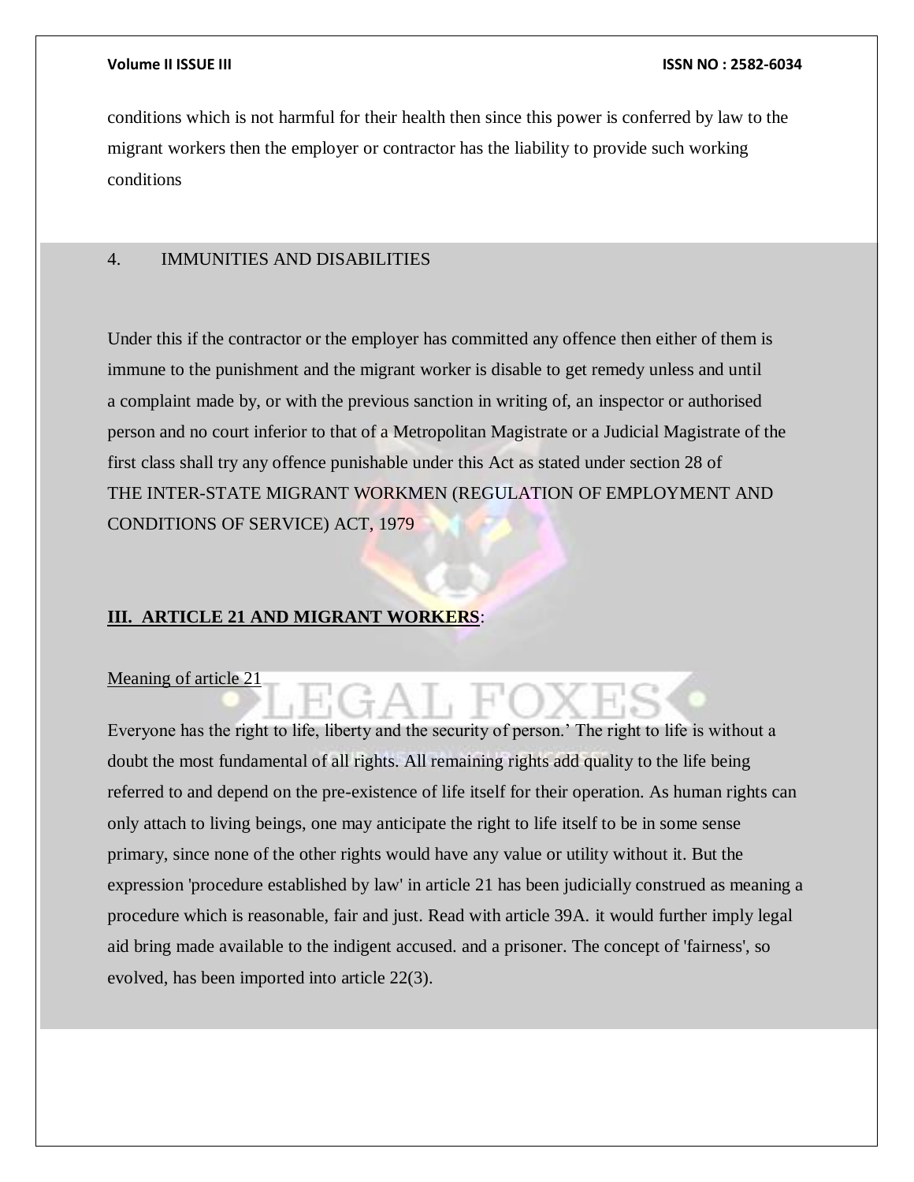conditions which is not harmful for their health then since this power is conferred by law to the migrant workers then the employer or contractor has the liability to provide such working conditions

4. IMMUNITIES AND DISABILITIES

Under this if the contractor or the employer has committed any offence then either of them is immune to the punishment and the migrant worker is disable to get remedy unless and until a complaint made by, or with the previous sanction in writing of, an inspector or authorised person and no court inferior to that of a Metropolitan Magistrate or a Judicial Magistrate of the first class shall try any offence punishable under this Act as stated under section 28 of THE INTER-STATE MIGRANT WORKMEN (REGULATION OF EMPLOYMENT AND CONDITIONS OF SERVICE) ACT, 1979

## III. ARTICLE 21 AND MIGRANT WORKERS:

Meaning of article 21

Everyone has the right to life, liberty and the security of person.' The right to life is without a doubt the most fundamental of all rights. All remaining rights add quality to the life being referred to and depend on the pre-existence of life itself for their operation. As human rights can only attach to living beings, one may anticipate the right to life itself to be in some sense primary, since none of the other rights would have any value or utility without it. But the expression 'procedure established by law' in article 21 has been judicially construed as meaning a procedure which is reasonable, fair and just. Read with article 39A. it would further imply legal aid bring made available to the indigent accused. and a prisoner. The concept of 'fairness', so evolved, has been imported into article 22(3).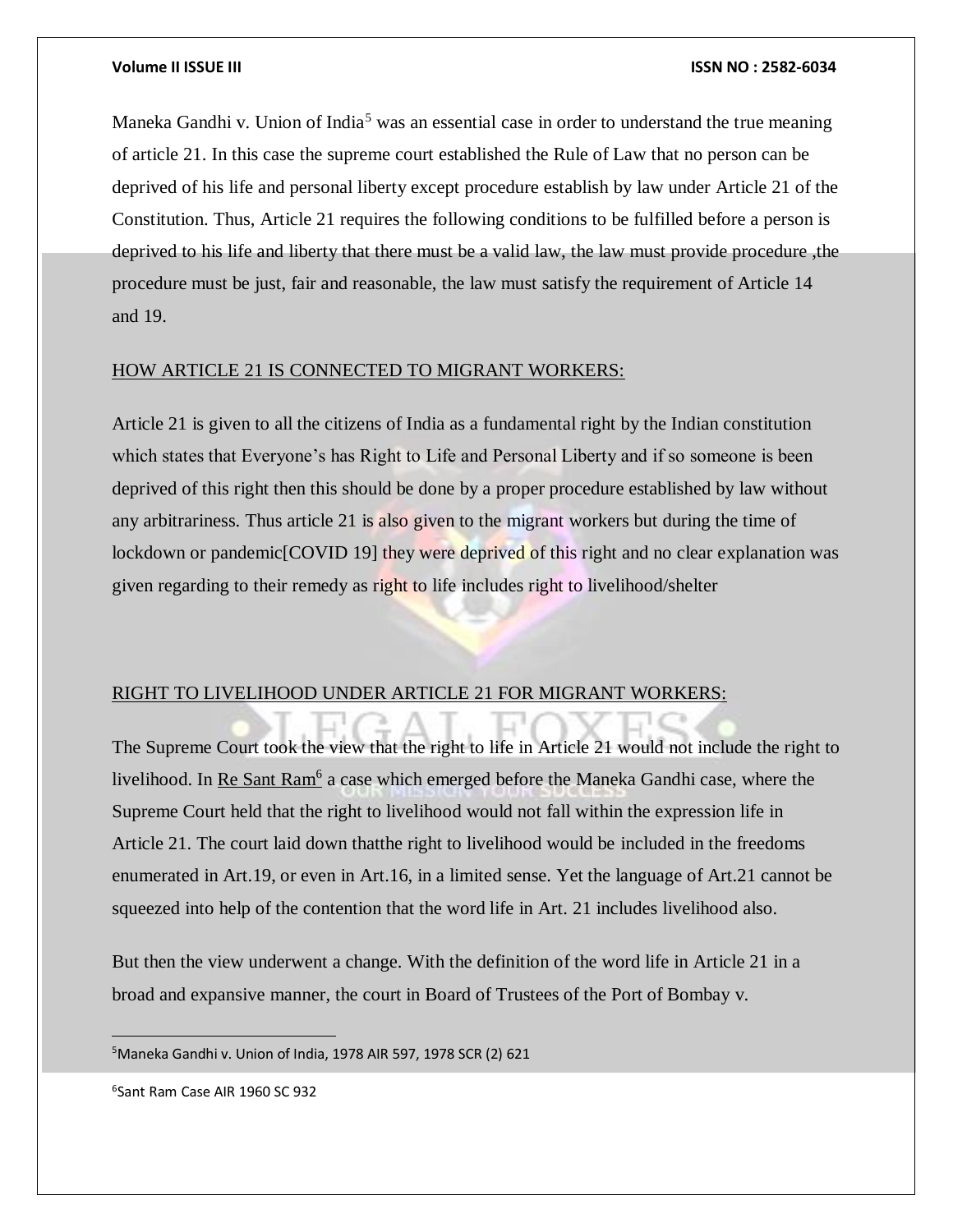Maneka Gandhi v. Union of India[5] was an essential case in order to understand the true meaning of article 21. In this case the supreme court established the Rule of Law that no person can be deprived of his life and personal liberty except procedure establish by law under Article 21 of the Constitution. Thus, Article 21 requires the following conditions to be fulfilled before a person is deprived to his life and liberty that there must be a valid law, the law must provide procedure ,the procedure must be just, fair and reasonable, the law must satisfy the requirement of Article 14 and 19.

<u>HOW ARTICLE 21 IS CONNECTED TO MIGRANT WORKERS:</u>

Article 21 is given to all the citizens of India as a fundamental right by the Indian constitution which states that Everyone's has Right to Life and Personal Liberty and if so someone is been deprived of this right then this should be done by a proper procedure established by law without any arbitrariness. Thus article 21 is also given to the migrant workers but during the time of lockdown or pandemic[COVID 19] they were deprived of this right and no clear explanation was given regarding to their remedy as right to life includes right to livelihood/shelter

<u>RIGHT TO LIVELIHOOD UNDER ARTICLE 21 FOR MIGRANT WORKERS:</u>

The Supreme Court took the view that the right to life in Article 21 would not include the right to livelihood. In <u>Re Sant Ram</u>[6] a case which emerged before the Maneka Gandhi case, where the Supreme Court held that the right to livelihood would not fall within the expression life in Article 21. The court laid down thatthe right to livelihood would be included in the freedoms enumerated in Art.19, or even in Art.16, in a limited sense. Yet the language of Art.21 cannot be squeezed into help of the contention that the word life in Art. 21 includes livelihood also.

But then the view underwent a change. With the definition of the word life in Article 21 in a broad and expansive manner, the court in Board of Trustees of the Port of Bombay v.

---

[5] Maneka Gandhi v. Union of India, 1978 AIR 597, 1978 SCR (2) 621

[6] Sant Ram Case AIR 1960 SC 932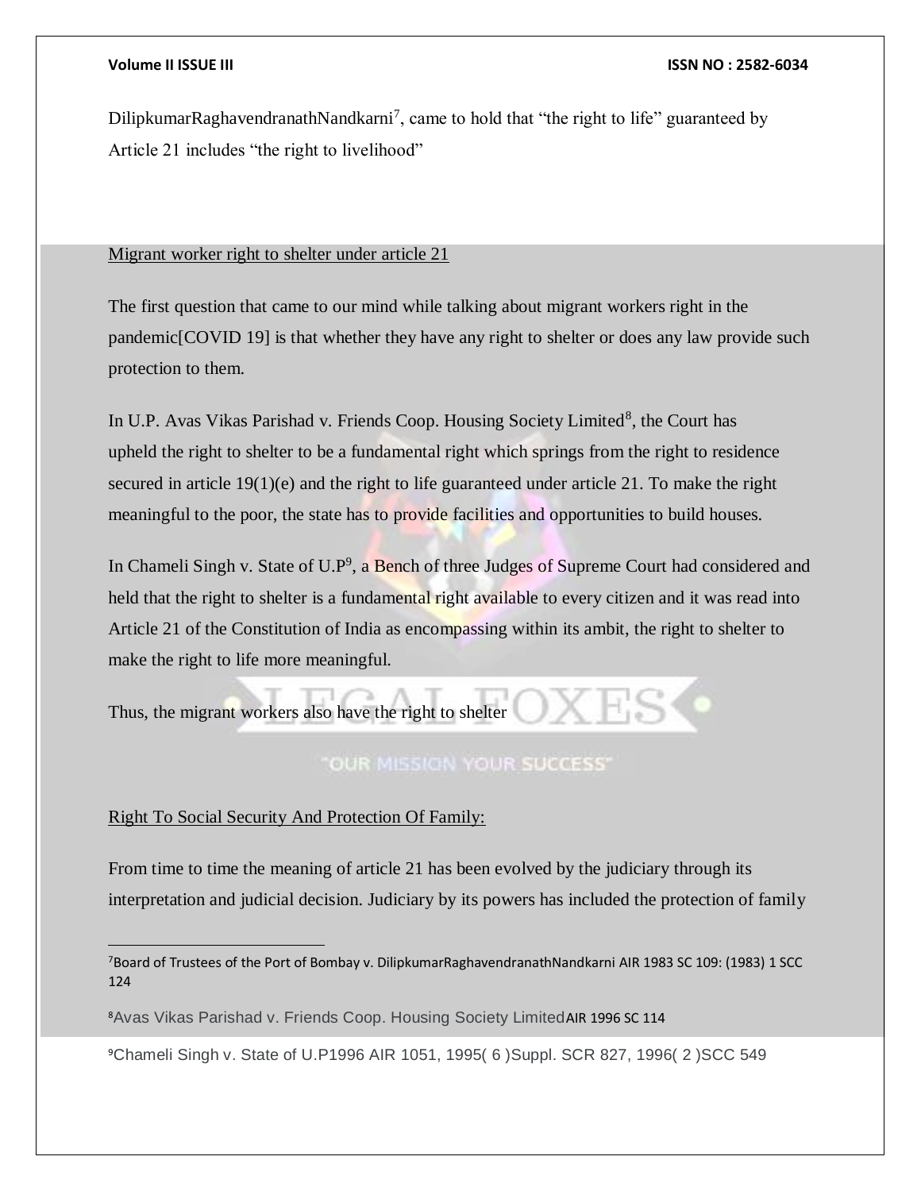DilipkumarRaghavendranathNandkarni[7], came to hold that "the right to life" guaranteed by Article 21 includes "the right to livelihood"

Migrant worker right to shelter under article 21

The first question that came to our mind while talking about migrant workers right in the pandemic[COVID 19] is that whether they have any right to shelter or does any law provide such protection to them.

In U.P. Avas Vikas Parishad v. Friends Coop. Housing Society Limited[8], the Court has upheld the right to shelter to be a fundamental right which springs from the right to residence secured in article 19(1)(e) and the right to life guaranteed under article 21. To make the right meaningful to the poor, the state has to provide facilities and opportunities to build houses.

In Chameli Singh v. State of U.P[9], a Bench of three Judges of Supreme Court had considered and held that the right to shelter is a fundamental right available to every citizen and it was read into Article 21 of the Constitution of India as encompassing within its ambit, the right to shelter to make the right to life more meaningful.

Thus, the migrant workers also have the right to shelter

Right To Social Security And Protection Of Family:

From time to time the meaning of article 21 has been evolved by the judiciary through its interpretation and judicial decision. Judiciary by its powers has included the protection of family

---

[7] Board of Trustees of the Port of Bombay v. DilipkumarRaghavendranathNandkarni AIR 1983 SC 109: (1983) 1 SCC 124

[8] Avas Vikas Parishad v. Friends Coop. Housing Society Limited AIR 1996 SC 114

[9] Chameli Singh v. State of U.P1996 AIR 1051, 1995( 6 )Suppl. SCR 827, 1996( 2 )SCC 549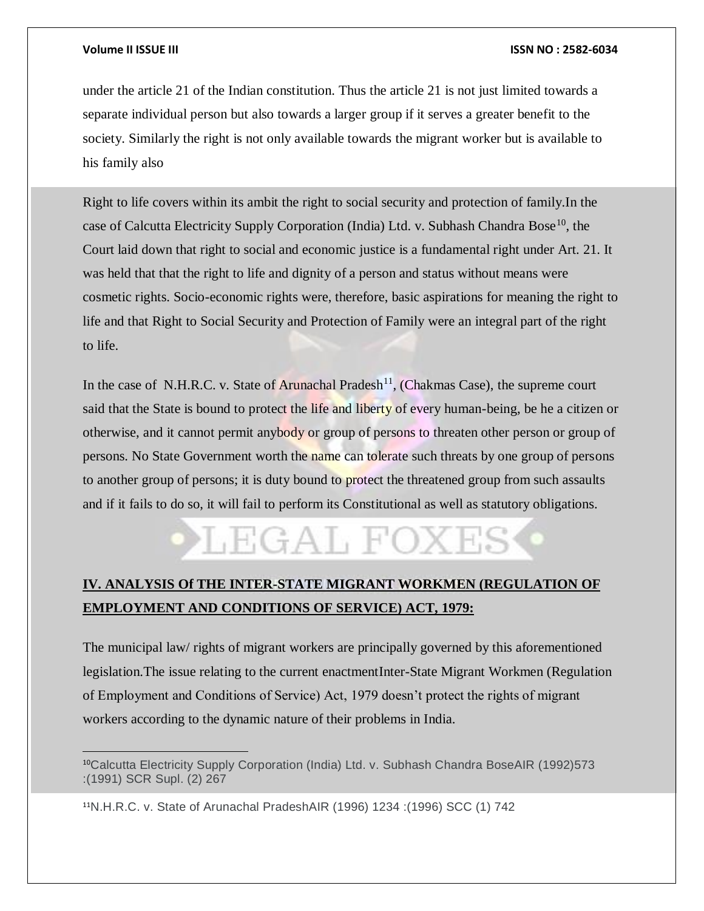under the article 21 of the Indian constitution. Thus the article 21 is not just limited towards a separate individual person but also towards a larger group if it serves a greater benefit to the society. Similarly the right is not only available towards the migrant worker but is available to his family also

Right to life covers within its ambit the right to social security and protection of family.In the case of Calcutta Electricity Supply Corporation (India) Ltd. v. Subhash Chandra Bose[10], the Court laid down that right to social and economic justice is a fundamental right under Art. 21. It was held that that the right to life and dignity of a person and status without means were cosmetic rights. Socio-economic rights were, therefore, basic aspirations for meaning the right to life and that Right to Social Security and Protection of Family were an integral part of the right to life.

In the case of N.H.R.C. v. State of Arunachal Pradesh[11], (Chakmas Case), the supreme court said that the State is bound to protect the life and liberty of every human-being, be he a citizen or otherwise, and it cannot permit anybody or group of persons to threaten other person or group of persons. No State Government worth the name can tolerate such threats by one group of persons to another group of persons; it is duty bound to protect the threatened group from such assaults and if it fails to do so, it will fail to perform its Constitutional as well as statutory obligations.

## IV. ANALYSIS Of THE INTER-STATE MIGRANT WORKMEN (REGULATION OF EMPLOYMENT AND CONDITIONS OF SERVICE) ACT, 1979:

The municipal law/ rights of migrant workers are principally governed by this aforementioned legislation.The issue relating to the current enactmentInter-State Migrant Workmen (Regulation of Employment and Conditions of Service) Act, 1979 doesn't protect the rights of migrant workers according to the dynamic nature of their problems in India.

---

[10] Calcutta Electricity Supply Corporation (India) Ltd. v. Subhash Chandra BoseAIR (1992)573 :(1991) SCR Supl. (2) 267

[11] N.H.R.C. v. State of Arunachal PradeshAIR (1996) 1234 :(1996) SCC (1) 742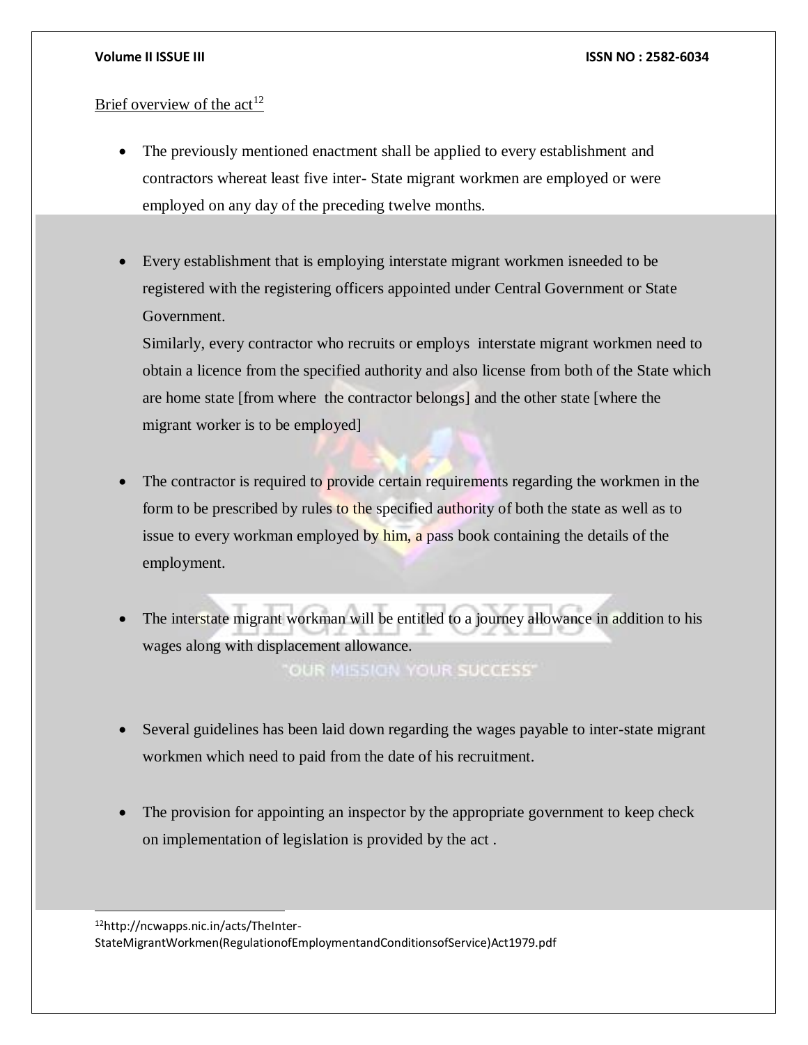Brief overview of the act[12]

- The previously mentioned enactment shall be applied to every establishment and contractors whereat least five inter- State migrant workmen are employed or were employed on any day of the preceding twelve months.

- Every establishment that is employing interstate migrant workmen isneeded to be registered with the registering officers appointed under Central Government or State Government.
  Similarly, every contractor who recruits or employs interstate migrant workmen need to obtain a licence from the specified authority and also license from both of the State which are home state [from where the contractor belongs] and the other state [where the migrant worker is to be employed]

- The contractor is required to provide certain requirements regarding the workmen in the form to be prescribed by rules to the specified authority of both the state as well as to issue to every workman employed by him, a pass book containing the details of the employment.

- The interstate migrant workman will be entitled to a journey allowance in addition to his wages along with displacement allowance.

- Several guidelines has been laid down regarding the wages payable to inter-state migrant workmen which need to paid from the date of his recruitment.

- The provision for appointing an inspector by the appropriate government to keep check on implementation of legislation is provided by the act .

[12] http://ncwapps.nic.in/acts/TheInter-StateMigrantWorkmen(RegulationofEmploymentandConditionsofService)Act1979.pdf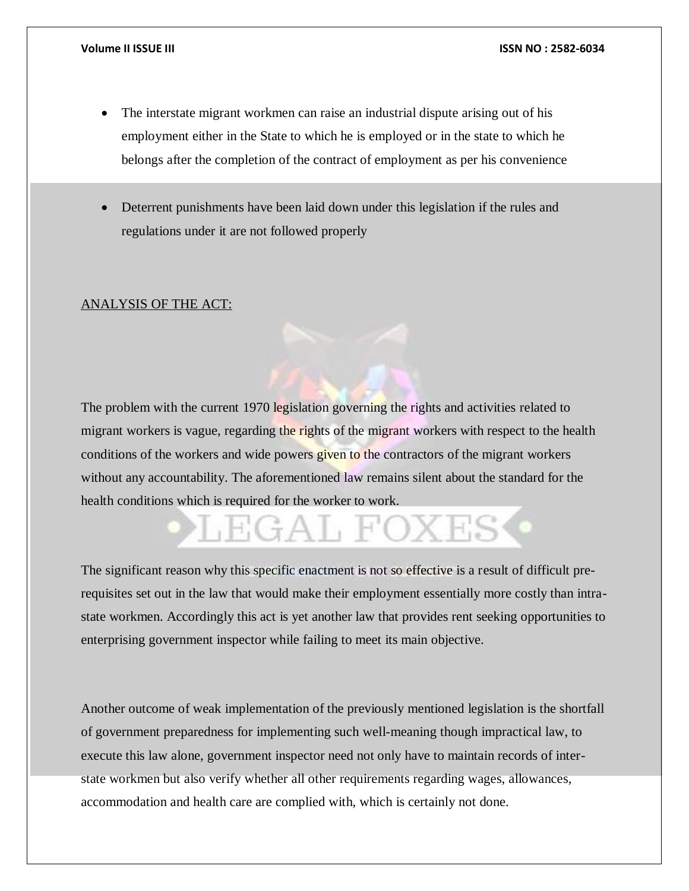- The interstate migrant workmen can raise an industrial dispute arising out of his employment either in the State to which he is employed or in the state to which he belongs after the completion of the contract of employment as per his convenience

- Deterrent punishments have been laid down under this legislation if the rules and regulations under it are not followed properly

<u>ANALYSIS OF THE ACT:</u>

The problem with the current 1970 legislation governing the rights and activities related to migrant workers is vague, regarding the rights of the migrant workers with respect to the health conditions of the workers and wide powers given to the contractors of the migrant workers without any accountability. The aforementioned law remains silent about the standard for the health conditions which is required for the worker to work.

The significant reason why this specific enactment is not so effective is a result of difficult pre-requisites set out in the law that would make their employment essentially more costly than intra-state workmen. Accordingly this act is yet another law that provides rent seeking opportunities to enterprising government inspector while failing to meet its main objective.

Another outcome of weak implementation of the previously mentioned legislation is the shortfall of government preparedness for implementing such well-meaning though impractical law, to execute this law alone, government inspector need not only have to maintain records of inter-state workmen but also verify whether all other requirements regarding wages, allowances, accommodation and health care are complied with, which is certainly not done.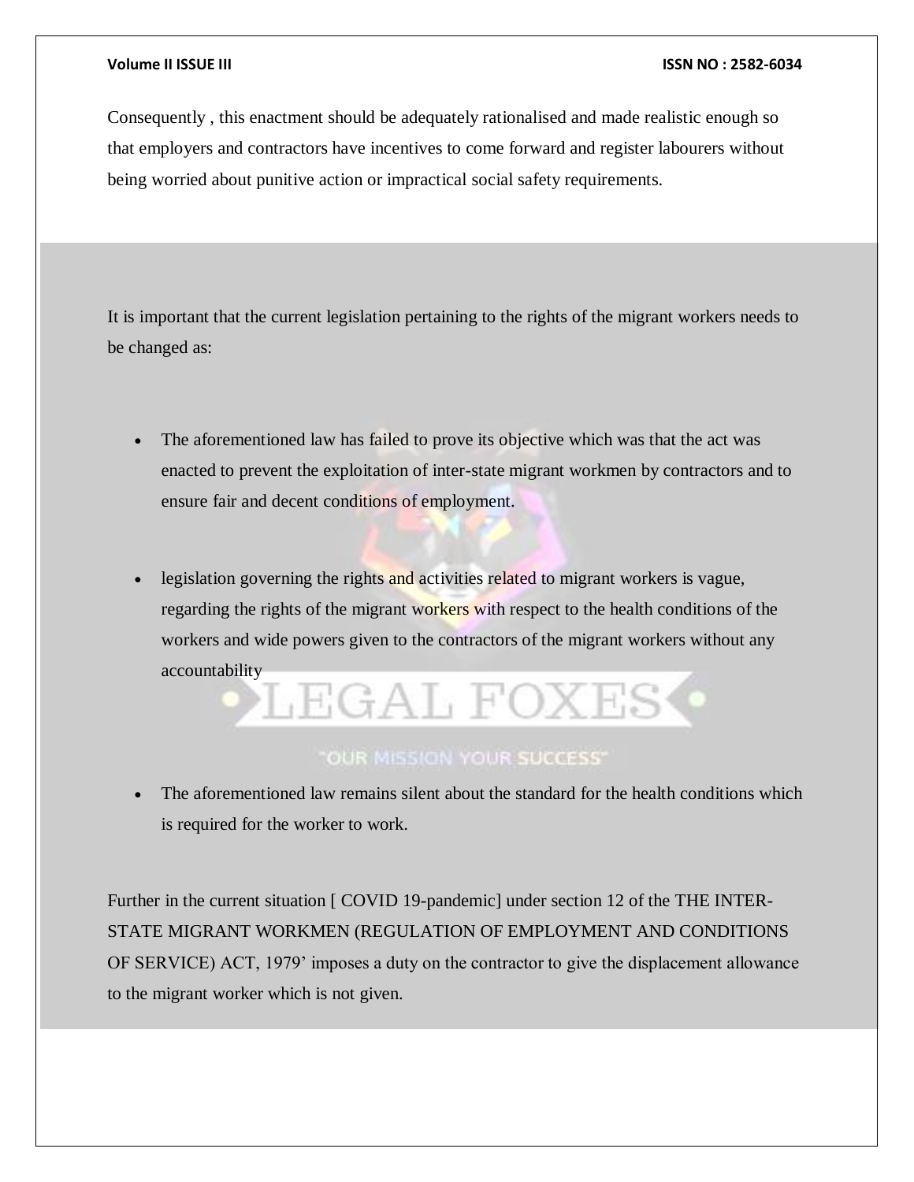Consequently , this enactment should be adequately rationalised and made realistic enough so that employers and contractors have incentives to come forward and register labourers without being worried about punitive action or impractical social safety requirements.

It is important that the current legislation pertaining to the rights of the migrant workers needs to be changed as:

- The aforementioned law has failed to prove its objective which was that the act was enacted to prevent the exploitation of inter-state migrant workmen by contractors and to ensure fair and decent conditions of employment.

- legislation governing the rights and activities related to migrant workers is vague, regarding the rights of the migrant workers with respect to the health conditions of the workers and wide powers given to the contractors of the migrant workers without any accountability

- The aforementioned law remains silent about the standard for the health conditions which is required for the worker to work.

Further in the current situation [ COVID 19-pandemic] under section 12 of the THE INTER-STATE MIGRANT WORKMEN (REGULATION OF EMPLOYMENT AND CONDITIONS OF SERVICE) ACT, 1979' imposes a duty on the contractor to give the displacement allowance to the migrant worker which is not given.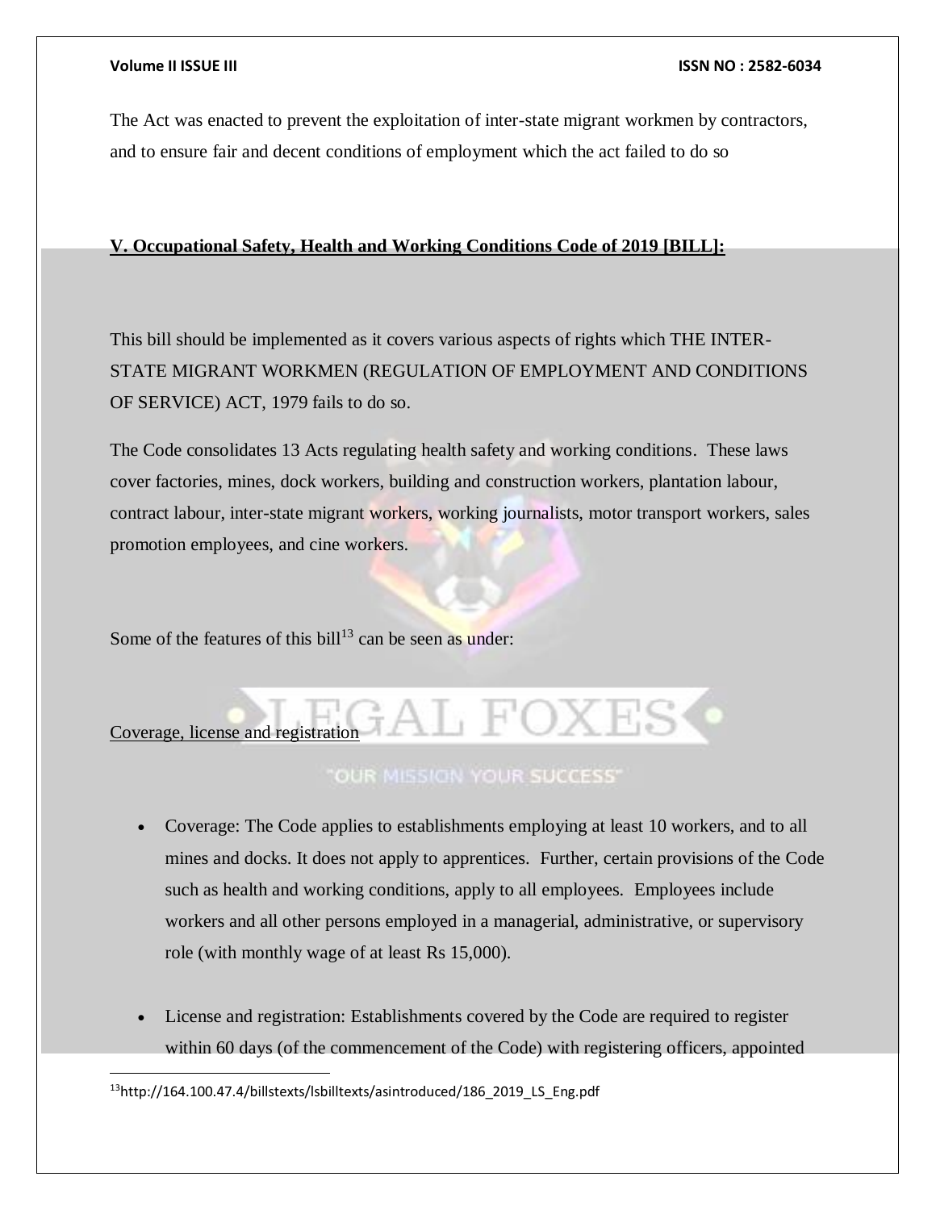The Act was enacted to prevent the exploitation of inter-state migrant workmen by contractors, and to ensure fair and decent conditions of employment which the act failed to do so

## **V. Occupational Safety, Health and Working Conditions Code of 2019 [BILL]:**

This bill should be implemented as it covers various aspects of rights which THE INTER-STATE MIGRANT WORKMEN (REGULATION OF EMPLOYMENT AND CONDITIONS OF SERVICE) ACT, 1979 fails to do so.

The Code consolidates 13 Acts regulating health safety and working conditions. These laws cover factories, mines, dock workers, building and construction workers, plantation labour, contract labour, inter-state migrant workers, working journalists, motor transport workers, sales promotion employees, and cine workers.

Some of the features of this bill[13] can be seen as under:

Coverage, license and registration

- Coverage: The Code applies to establishments employing at least 10 workers, and to all mines and docks. It does not apply to apprentices. Further, certain provisions of the Code such as health and working conditions, apply to all employees. Employees include workers and all other persons employed in a managerial, administrative, or supervisory role (with monthly wage of at least Rs 15,000).
- License and registration: Establishments covered by the Code are required to register within 60 days (of the commencement of the Code) with registering officers, appointed

[13] http://164.100.47.4/billstexts/lsbilltexts/asintroduced/186_2019_LS_Eng.pdf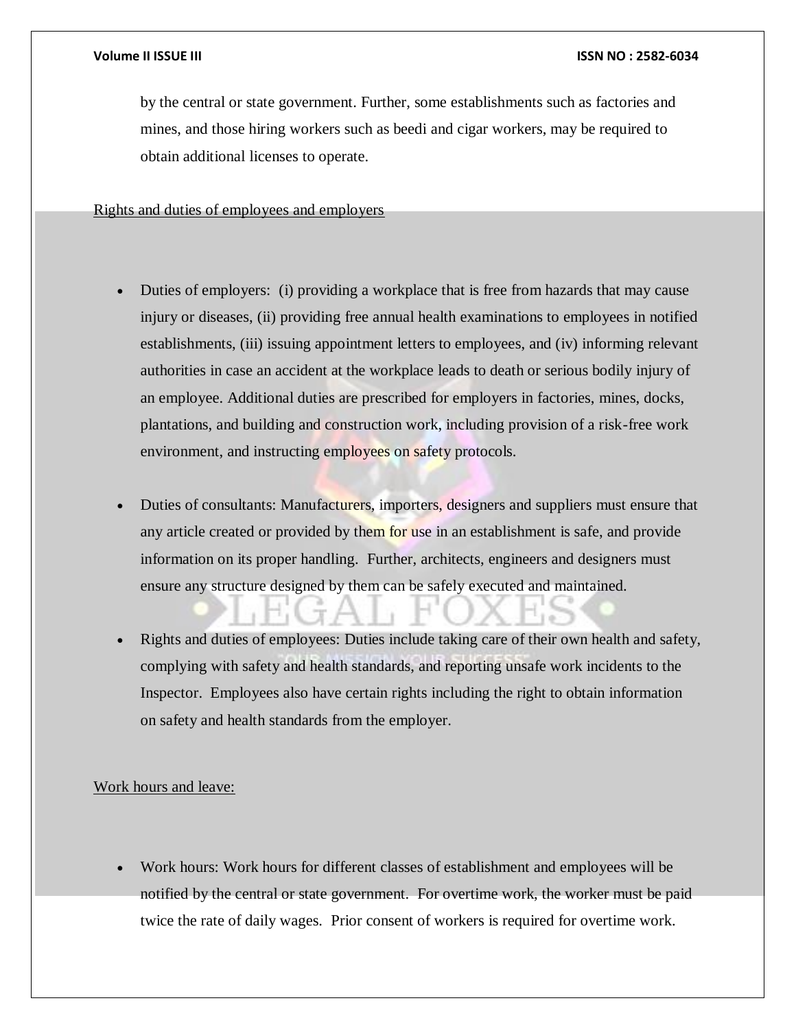by the central or state government. Further, some establishments such as factories and mines, and those hiring workers such as beedi and cigar workers, may be required to obtain additional licenses to operate.

Rights and duties of employees and employers

- Duties of employers: (i) providing a workplace that is free from hazards that may cause injury or diseases, (ii) providing free annual health examinations to employees in notified establishments, (iii) issuing appointment letters to employees, and (iv) informing relevant authorities in case an accident at the workplace leads to death or serious bodily injury of an employee. Additional duties are prescribed for employers in factories, mines, docks, plantations, and building and construction work, including provision of a risk-free work environment, and instructing employees on safety protocols.

- Duties of consultants: Manufacturers, importers, designers and suppliers must ensure that any article created or provided by them for use in an establishment is safe, and provide information on its proper handling. Further, architects, engineers and designers must ensure any structure designed by them can be safely executed and maintained.

- Rights and duties of employees: Duties include taking care of their own health and safety, complying with safety and health standards, and reporting unsafe work incidents to the Inspector. Employees also have certain rights including the right to obtain information on safety and health standards from the employer.

Work hours and leave:

- Work hours: Work hours for different classes of establishment and employees will be notified by the central or state government. For overtime work, the worker must be paid twice the rate of daily wages. Prior consent of workers is required for overtime work.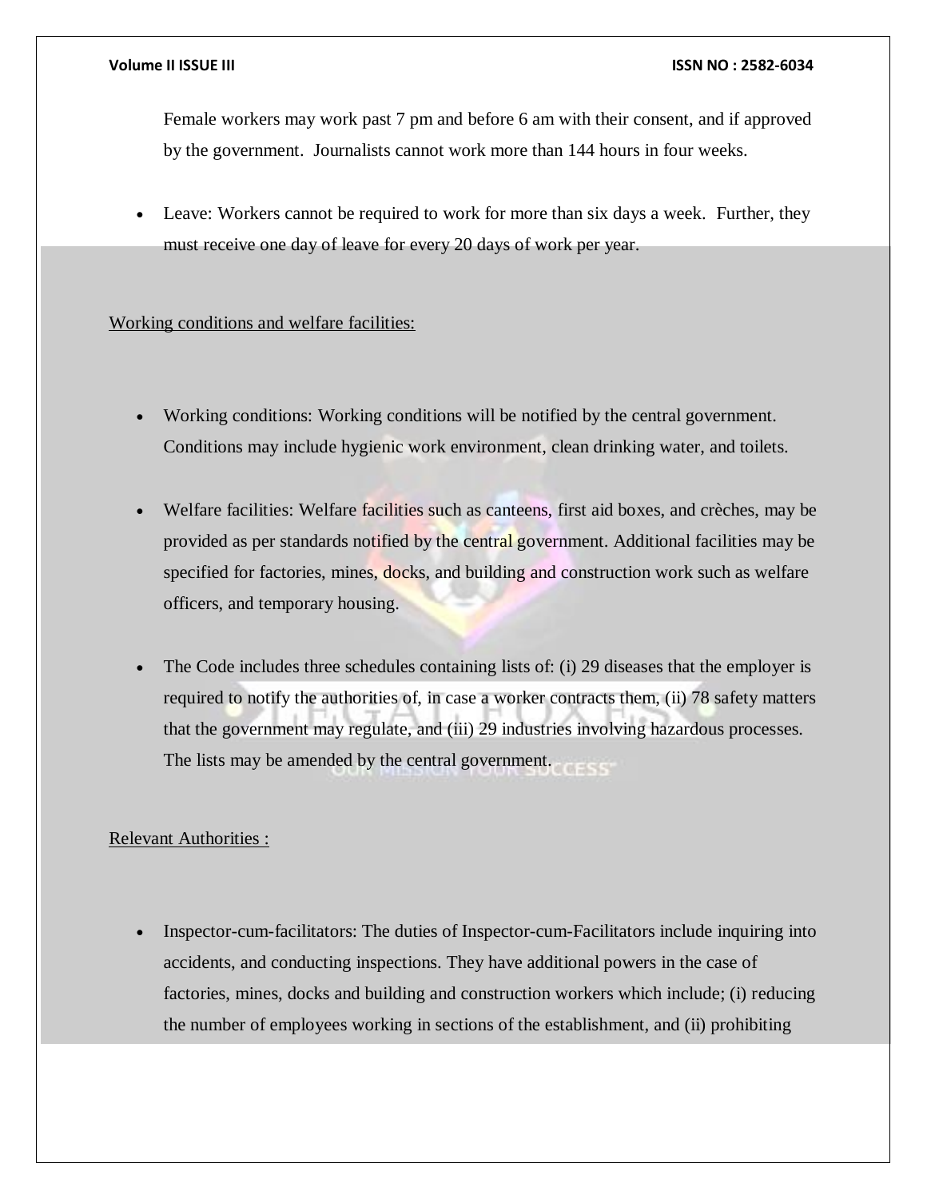Female workers may work past 7 pm and before 6 am with their consent, and if approved by the government. Journalists cannot work more than 144 hours in four weeks.

- Leave: Workers cannot be required to work for more than six days a week. Further, they must receive one day of leave for every 20 days of work per year.

Working conditions and welfare facilities:

- Working conditions: Working conditions will be notified by the central government. Conditions may include hygienic work environment, clean drinking water, and toilets.

- Welfare facilities: Welfare facilities such as canteens, first aid boxes, and crèches, may be provided as per standards notified by the central government. Additional facilities may be specified for factories, mines, docks, and building and construction work such as welfare officers, and temporary housing.

- The Code includes three schedules containing lists of: (i) 29 diseases that the employer is required to notify the authorities of, in case a worker contracts them, (ii) 78 safety matters that the government may regulate, and (iii) 29 industries involving hazardous processes. The lists may be amended by the central government.

Relevant Authorities :

- Inspector-cum-facilitators: The duties of Inspector-cum-Facilitators include inquiring into accidents, and conducting inspections. They have additional powers in the case of factories, mines, docks and building and construction workers which include; (i) reducing the number of employees working in sections of the establishment, and (ii) prohibiting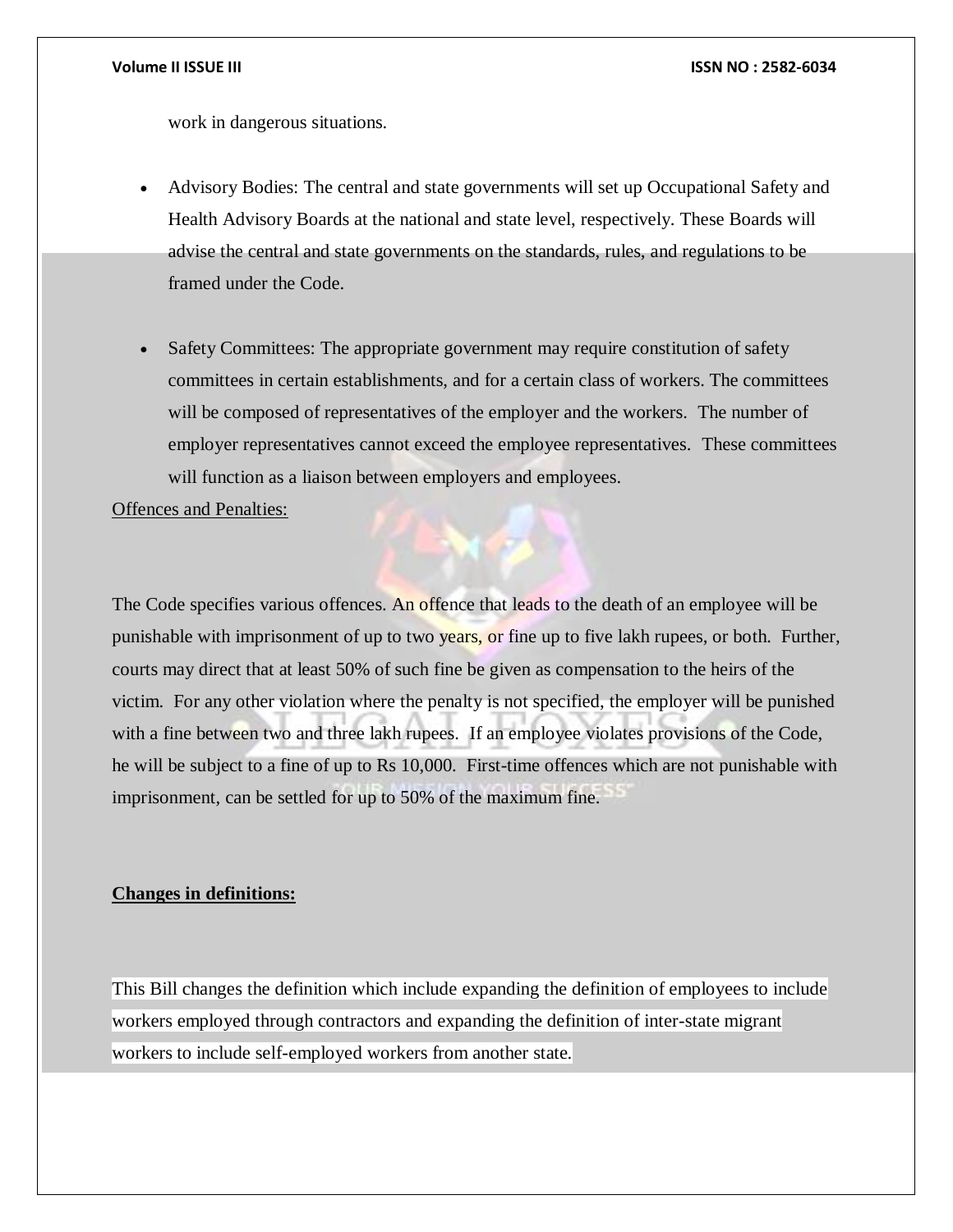work in dangerous situations.

- Advisory Bodies: The central and state governments will set up Occupational Safety and Health Advisory Boards at the national and state level, respectively. These Boards will advise the central and state governments on the standards, rules, and regulations to be framed under the Code.

- Safety Committees: The appropriate government may require constitution of safety committees in certain establishments, and for a certain class of workers. The committees will be composed of representatives of the employer and the workers. The number of employer representatives cannot exceed the employee representatives. These committees will function as a liaison between employers and employees.

Offences and Penalties:

The Code specifies various offences. An offence that leads to the death of an employee will be punishable with imprisonment of up to two years, or fine up to five lakh rupees, or both. Further, courts may direct that at least 50% of such fine be given as compensation to the heirs of the victim. For any other violation where the penalty is not specified, the employer will be punished with a fine between two and three lakh rupees. If an employee violates provisions of the Code, he will be subject to a fine of up to Rs 10,000. First-time offences which are not punishable with imprisonment, can be settled for up to 50% of the maximum fine.

**Changes in definitions:**

This Bill changes the definition which include expanding the definition of employees to include workers employed through contractors and expanding the definition of inter-state migrant workers to include self-employed workers from another state.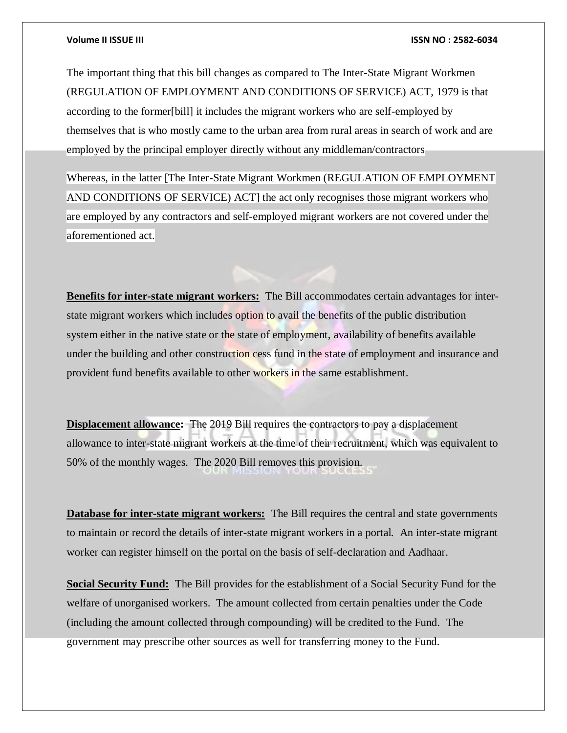The important thing that this bill changes as compared to The Inter-State Migrant Workmen (REGULATION OF EMPLOYMENT AND CONDITIONS OF SERVICE) ACT, 1979 is that according to the former[bill] it includes the migrant workers who are self-employed by themselves that is who mostly came to the urban area from rural areas in search of work and are employed by the principal employer directly without any middleman/contractors

Whereas, in the latter [The Inter-State Migrant Workmen (REGULATION OF EMPLOYMENT AND CONDITIONS OF SERVICE) ACT] the act only recognises those migrant workers who are employed by any contractors and self-employed migrant workers are not covered under the aforementioned act.

**Benefits for inter-state migrant workers:** The Bill accommodates certain advantages for inter-state migrant workers which includes option to avail the benefits of the public distribution system either in the native state or the state of employment, availability of benefits available under the building and other construction cess fund in the state of employment and insurance and provident fund benefits available to other workers in the same establishment.

**Displacement allowance:** The 2019 Bill requires the contractors to pay a displacement allowance to inter-state migrant workers at the time of their recruitment, which was equivalent to 50% of the monthly wages. The 2020 Bill removes this provision.

**Database for inter-state migrant workers:** The Bill requires the central and state governments to maintain or record the details of inter-state migrant workers in a portal. An inter-state migrant worker can register himself on the portal on the basis of self-declaration and Aadhaar.

**Social Security Fund:** The Bill provides for the establishment of a Social Security Fund for the welfare of unorganised workers. The amount collected from certain penalties under the Code (including the amount collected through compounding) will be credited to the Fund. The government may prescribe other sources as well for transferring money to the Fund.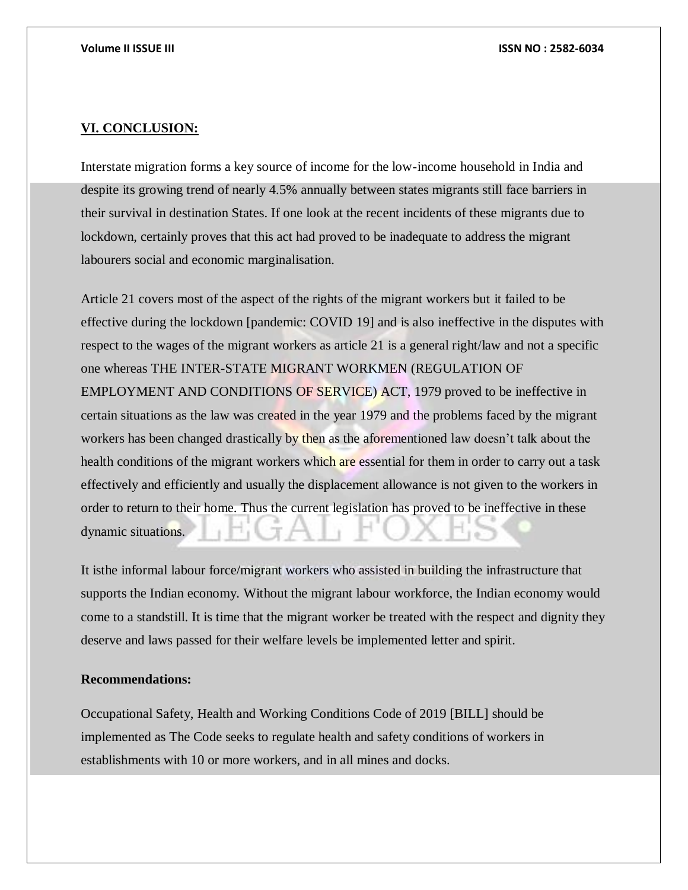## VI. CONCLUSION:

Interstate migration forms a key source of income for the low-income household in India and despite its growing trend of nearly 4.5% annually between states migrants still face barriers in their survival in destination States. If one look at the recent incidents of these migrants due to lockdown, certainly proves that this act had proved to be inadequate to address the migrant labourers social and economic marginalisation.

Article 21 covers most of the aspect of the rights of the migrant workers but it failed to be effective during the lockdown [pandemic: COVID 19] and is also ineffective in the disputes with respect to the wages of the migrant workers as article 21 is a general right/law and not a specific one whereas THE INTER-STATE MIGRANT WORKMEN (REGULATION OF EMPLOYMENT AND CONDITIONS OF SERVICE) ACT, 1979 proved to be ineffective in certain situations as the law was created in the year 1979 and the problems faced by the migrant workers has been changed drastically by then as the aforementioned law doesn't talk about the health conditions of the migrant workers which are essential for them in order to carry out a task effectively and efficiently and usually the displacement allowance is not given to the workers in order to return to their home. Thus the current legislation has proved to be ineffective in these dynamic situations.

It isthe informal labour force/migrant workers who assisted in building the infrastructure that supports the Indian economy. Without the migrant labour workforce, the Indian economy would come to a standstill. It is time that the migrant worker be treated with the respect and dignity they deserve and laws passed for their welfare levels be implemented letter and spirit.

**Recommendations:**

Occupational Safety, Health and Working Conditions Code of 2019 [BILL] should be implemented as The Code seeks to regulate health and safety conditions of workers in establishments with 10 or more workers, and in all mines and docks.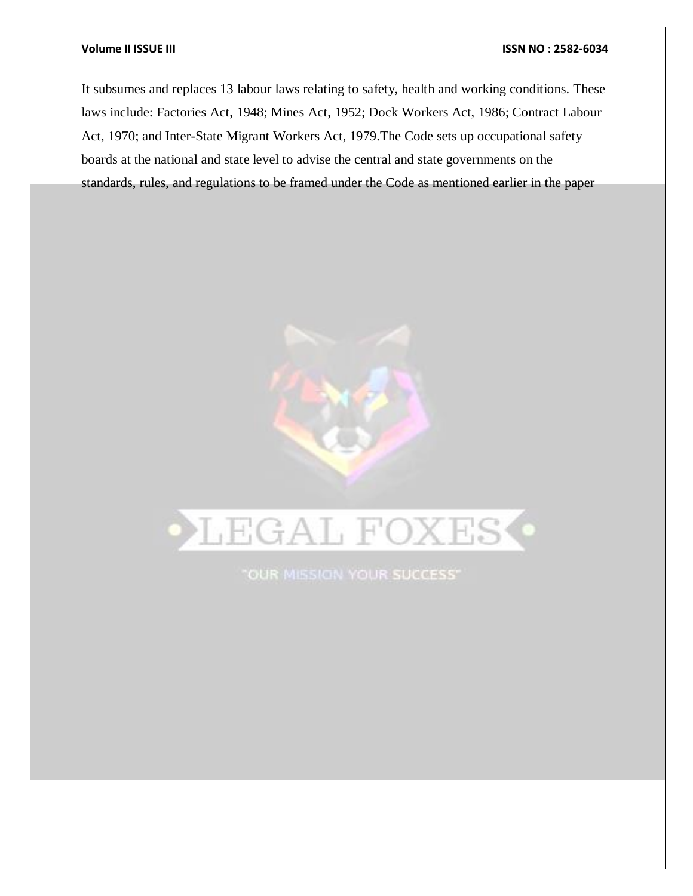It subsumes and replaces 13 labour laws relating to safety, health and working conditions. These laws include: Factories Act, 1948; Mines Act, 1952; Dock Workers Act, 1986; Contract Labour Act, 1970; and Inter-State Migrant Workers Act, 1979.The Code sets up occupational safety boards at the national and state level to advise the central and state governments on the standards, rules, and regulations to be framed under the Code as mentioned earlier in the paper